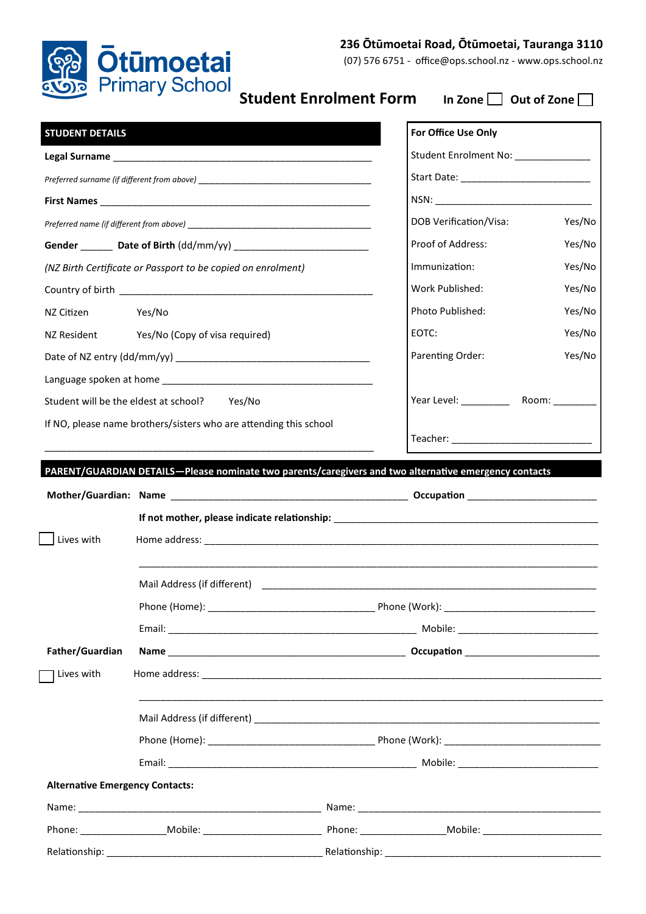**Ōtūmoetai Primary School**

**236 Ōtūmoetai Road, Ōtūmoetai, Tauranga 3110**

(07) 576 6751 - office@ops.school.nz - www.ops.school.nz

# Student Enrolment Form

**In Zone** ☐ **Out of Zone** ☐

## STUDENT DETAILS

**Legal Surname** ______________________________________________

*Preferred surname (if different from above)* ______________________________________________

**First Names** ______________________________________________

*Preferred name (if different from above)* ______________________________________________

**Gender** ______ **Date of Birth** (dd/mm/yy) ________________________

*(NZ Birth Certificate or Passport to be copied on enrolment)*

Country of birth ______________________________________________

NZ Citizen Yes/No

NZ Resident Yes/No (Copy of visa required)

Date of NZ entry (dd/mm/yy) ______________________________________

Language spoken at home ______________________________________

Student will be the eldest at school? Yes/No

If NO, please name brothers/sisters who are attending this school

______________________________________________________________

**For Office Use Only**

Student Enrolment No: ______________

Start Date: ________________________

NSN: ______________________________

| | |
|---|---|
| DOB Verification/Visa: | Yes/No |
| Proof of Address: | Yes/No |
| Immunization: | Yes/No |
| Work Published: | Yes/No |
| Photo Published: | Yes/No |
| EOTC: | Yes/No |
| Parenting Order: | Yes/No |

Year Level: _________ Room: ________

Teacher: __________________________

## PARENT/GUARDIAN DETAILS—Please nominate two parents/caregivers and two alternative emergency contacts

**Mother/Guardian:** **Name** ______________________________________ **Occupation** ________________________

**If not mother, please indicate relationship:** ______________________________________________

☐ Lives with Home address: ______________________________________________________________

______________________________________________________________

Mail Address (if different) ______________________________________________________________

Phone (Home): ______________________________ Phone (Work): ______________________________

Email: ______________________________________________ Mobile: ___________________________

**Father/Guardian** **Name** ______________________________________ **Occupation** ________________________

☐ Lives with Home address: ______________________________________________________________

______________________________________________________________

Mail Address (if different) ______________________________________________________________

Phone (Home): ______________________________ Phone (Work): ______________________________

Email: ______________________________________________ Mobile: ___________________________

**Alternative Emergency Contacts:**

Name: ______________________________________________ Name: ______________________________________________

Phone: ________________Mobile: ______________________ Phone: ________________Mobile: ______________________

Relationship: ________________________________________ Relationship: ________________________________________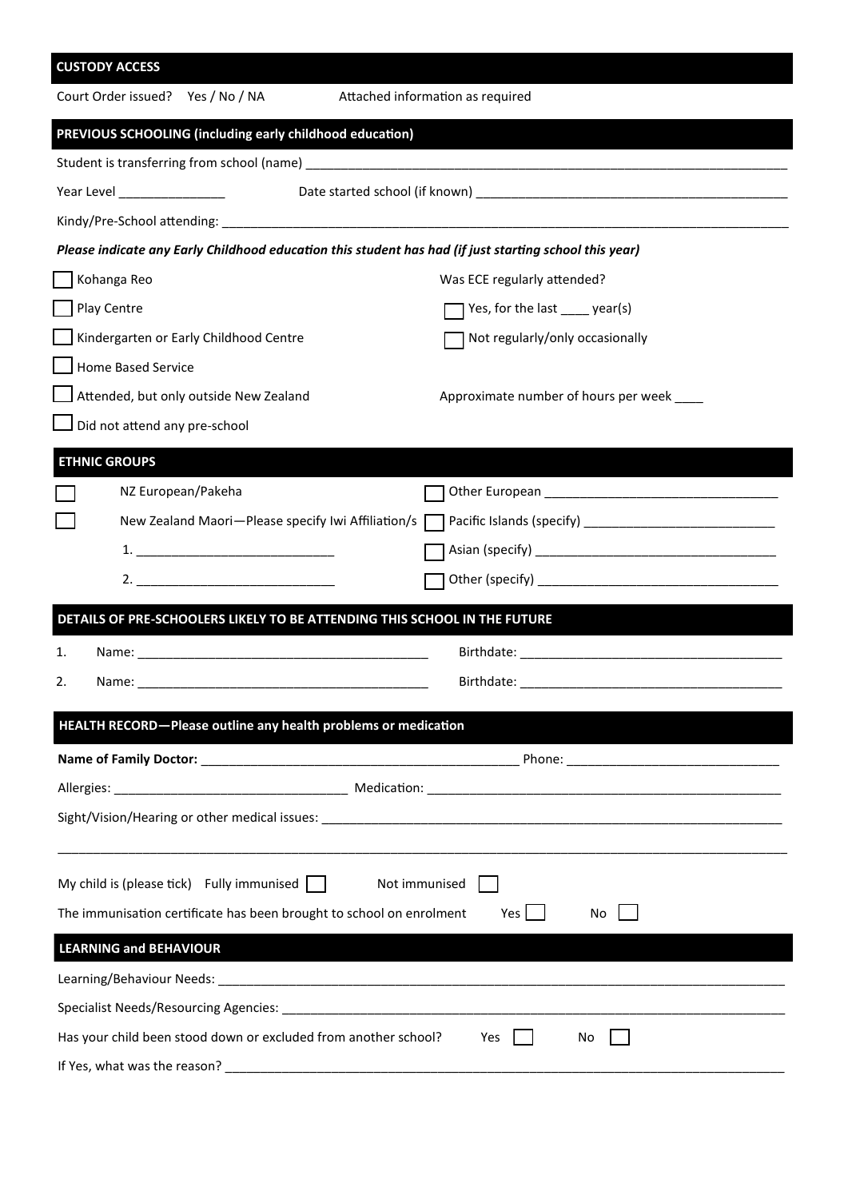## CUSTODY ACCESS

Court Order issued? Yes / No / NA    Attached information as required

## PREVIOUS SCHOOLING (including early childhood education)

Student is transferring from school (name) ____________________________________________

Year Level _______________    Date started school (if known) ____________________________

Kindy/Pre-School attending: ____________________________________________

***Please indicate any Early Childhood education this student has had (if just starting school this year)***

- ☐ Kohanga Reo
- ☐ Play Centre
- ☐ Kindergarten or Early Childhood Centre
- ☐ Home Based Service
- ☐ Attended, but only outside New Zealand
- ☐ Did not attend any pre-school

Was ECE regularly attended?

- ☐ Yes, for the last ____ year(s)
- ☐ Not regularly/only occasionally

Approximate number of hours per week ____

## ETHNIC GROUPS

- ☐ NZ European/Pakeha
- ☐ New Zealand Maori—Please specify Iwi Affiliation/s
  1. ____________________________
  2. ____________________________
- ☐ Other European ________________________________
- ☐ Pacific Islands (specify) ___________________________
- ☐ Asian (specify) _________________________________
- ☐ Other (specify) _________________________________

## DETAILS OF PRE-SCHOOLERS LIKELY TO BE ATTENDING THIS SCHOOL IN THE FUTURE

1. Name: ________________________________________    Birthdate: ____________________________________
2. Name: ________________________________________    Birthdate: ____________________________________

## HEALTH RECORD—Please outline any health problems or medication

**Name of Family Doctor:** ____________________________________________ Phone: ______________________________

Allergies: ________________________________ Medication: __________________________________________________

Sight/Vision/Hearing or other medical issues: ____________________________________________________________

__________________________________________________________________________________________________

My child is (please tick) Fully immunised ☐    Not immunised ☐

The immunisation certificate has been brought to school on enrolment    Yes ☐    No ☐

## LEARNING and BEHAVIOUR

Learning/Behaviour Needs: ________________________________________________________________________

Specialist Needs/Resourcing Agencies: _______________________________________________________________

Has your child been stood down or excluded from another school?    Yes ☐    No ☐

If Yes, what was the reason? _______________________________________________________________________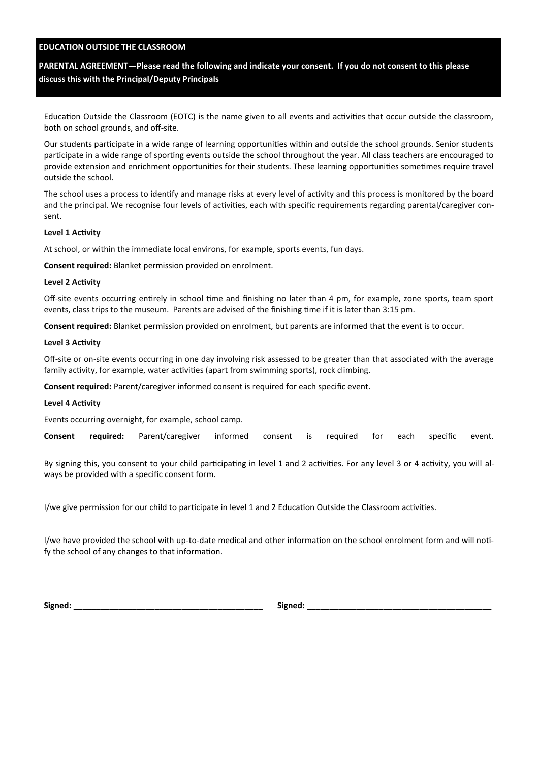## EDUCATION OUTSIDE THE CLASSROOM

**PARENTAL AGREEMENT—Please read the following and indicate your consent. If you do not consent to this please discuss this with the Principal/Deputy Principals**

Education Outside the Classroom (EOTC) is the name given to all events and activities that occur outside the classroom, both on school grounds, and off-site.

Our students participate in a wide range of learning opportunities within and outside the school grounds. Senior students participate in a wide range of sporting events outside the school throughout the year. All class teachers are encouraged to provide extension and enrichment opportunities for their students. These learning opportunities sometimes require travel outside the school.

The school uses a process to identify and manage risks at every level of activity and this process is monitored by the board and the principal. We recognise four levels of activities, each with specific requirements regarding parental/caregiver consent.

**Level 1 Activity**

At school, or within the immediate local environs, for example, sports events, fun days.

**Consent required:** Blanket permission provided on enrolment.

**Level 2 Activity**

Off-site events occurring entirely in school time and finishing no later than 4 pm, for example, zone sports, team sport events, class trips to the museum. Parents are advised of the finishing time if it is later than 3:15 pm.

**Consent required:** Blanket permission provided on enrolment, but parents are informed that the event is to occur.

**Level 3 Activity**

Off-site or on-site events occurring in one day involving risk assessed to be greater than that associated with the average family activity, for example, water activities (apart from swimming sports), rock climbing.

**Consent required:** Parent/caregiver informed consent is required for each specific event.

**Level 4 Activity**

Events occurring overnight, for example, school camp.

**Consent required:** Parent/caregiver informed consent is required for each specific event.

By signing this, you consent to your child participating in level 1 and 2 activities. For any level 3 or 4 activity, you will always be provided with a specific consent form.

I/we give permission for our child to participate in level 1 and 2 Education Outside the Classroom activities.

I/we have provided the school with up-to-date medical and other information on the school enrolment form and will notify the school of any changes to that information.

**Signed:** ________________________________________ **Signed:** ________________________________________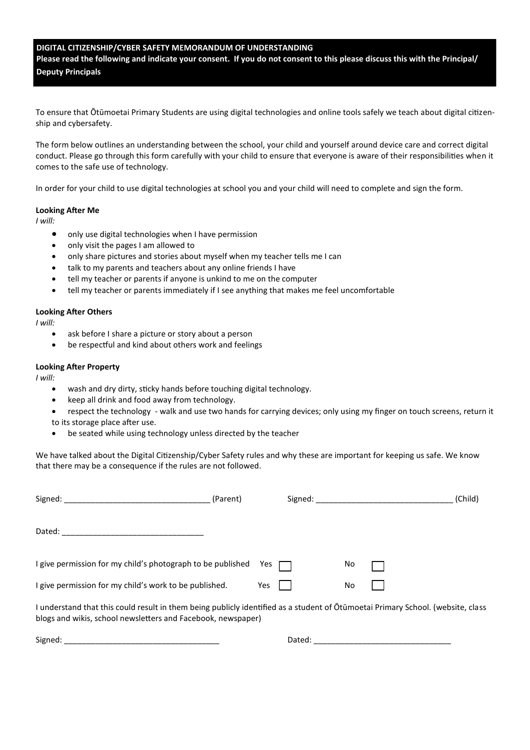**DIGITAL CITIZENSHIP/CYBER SAFETY MEMORANDUM OF UNDERSTANDING**

**Please read the following and indicate your consent. If you do not consent to this please discuss this with the Principal/ Deputy Principals**

To ensure that Ōtūmoetai Primary Students are using digital technologies and online tools safely we teach about digital citizenship and cybersafety.

The form below outlines an understanding between the school, your child and yourself around device care and correct digital conduct. Please go through this form carefully with your child to ensure that everyone is aware of their responsibilities when it comes to the safe use of technology.

In order for your child to use digital technologies at school you and your child will need to complete and sign the form.

**Looking After Me**

*I will:*

- only use digital technologies when I have permission
- only visit the pages I am allowed to
- only share pictures and stories about myself when my teacher tells me I can
- talk to my parents and teachers about any online friends I have
- tell my teacher or parents if anyone is unkind to me on the computer
- tell my teacher or parents immediately if I see anything that makes me feel uncomfortable

**Looking After Others**

*I will:*

- ask before I share a picture or story about a person
- be respectful and kind about others work and feelings

**Looking After Property**

*I will:*

- wash and dry dirty, sticky hands before touching digital technology.
- keep all drink and food away from technology.
- respect the technology - walk and use two hands for carrying devices; only using my finger on touch screens, return it to its storage place after use.
- be seated while using technology unless directed by the teacher

We have talked about the Digital Citizenship/Cyber Safety rules and why these are important for keeping us safe. We know that there may be a consequence if the rules are not followed.

Signed: ________________________________ (Parent) Signed: ______________________________ (Child)

Dated: _______________________________

I give permission for my child's photograph to be published Yes ☐ No ☐

I give permission for my child's work to be published. Yes ☐ No ☐

I understand that this could result in them being publicly identified as a student of Ōtūmoetai Primary School. (website, class blogs and wikis, school newsletters and Facebook, newspaper)

Signed: __________________________________ Dated: ______________________________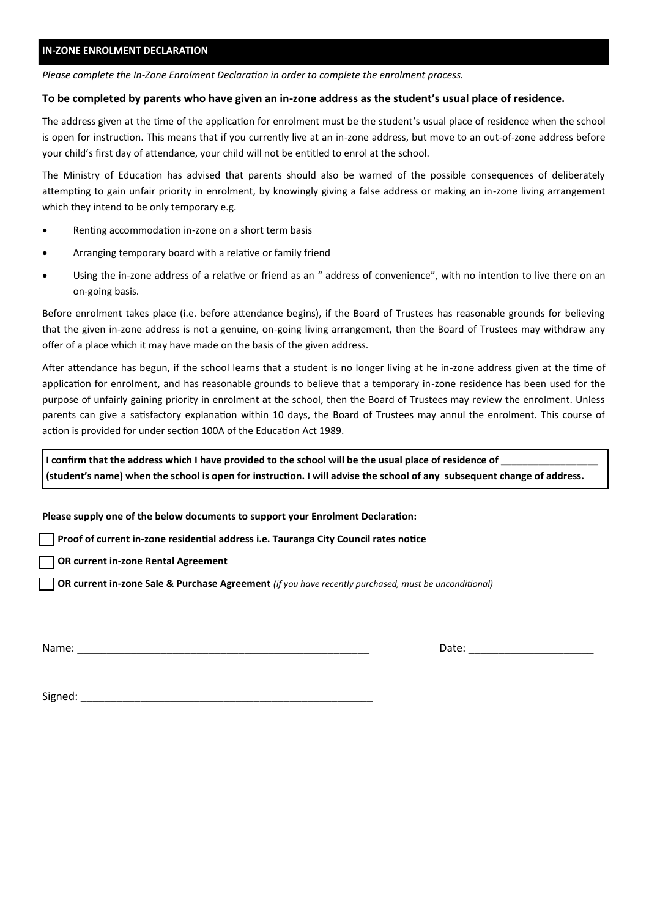## IN-ZONE ENROLMENT DECLARATION

*Please complete the In-Zone Enrolment Declaration in order to complete the enrolment process.*

**To be completed by parents who have given an in-zone address as the student's usual place of residence.**

The address given at the time of the application for enrolment must be the student's usual place of residence when the school is open for instruction. This means that if you currently live at an in-zone address, but move to an out-of-zone address before your child's first day of attendance, your child will not be entitled to enrol at the school.

The Ministry of Education has advised that parents should also be warned of the possible consequences of deliberately attempting to gain unfair priority in enrolment, by knowingly giving a false address or making an in-zone living arrangement which they intend to be only temporary e.g.

- Renting accommodation in-zone on a short term basis
- Arranging temporary board with a relative or family friend
- Using the in-zone address of a relative or friend as an " address of convenience", with no intention to live there on an on-going basis.

Before enrolment takes place (i.e. before attendance begins), if the Board of Trustees has reasonable grounds for believing that the given in-zone address is not a genuine, on-going living arrangement, then the Board of Trustees may withdraw any offer of a place which it may have made on the basis of the given address.

After attendance has begun, if the school learns that a student is no longer living at he in-zone address given at the time of application for enrolment, and has reasonable grounds to believe that a temporary in-zone residence has been used for the purpose of unfairly gaining priority in enrolment at the school, then the Board of Trustees may review the enrolment. Unless parents can give a satisfactory explanation within 10 days, the Board of Trustees may annul the enrolment. This course of action is provided for under section 100A of the Education Act 1989.

**I confirm that the address which I have provided to the school will be the usual place of residence of __________________ (student's name) when the school is open for instruction. I will advise the school of any subsequent change of address.**

**Please supply one of the below documents to support your Enrolment Declaration:**

☐ **Proof of current in-zone residential address i.e. Tauranga City Council rates notice**

☐ **OR current in-zone Rental Agreement**

☐ **OR current in-zone Sale & Purchase Agreement** *(if you have recently purchased, must be unconditional)*

Name: ___________________________________________________ Date: _____________________

Signed: ___________________________________________________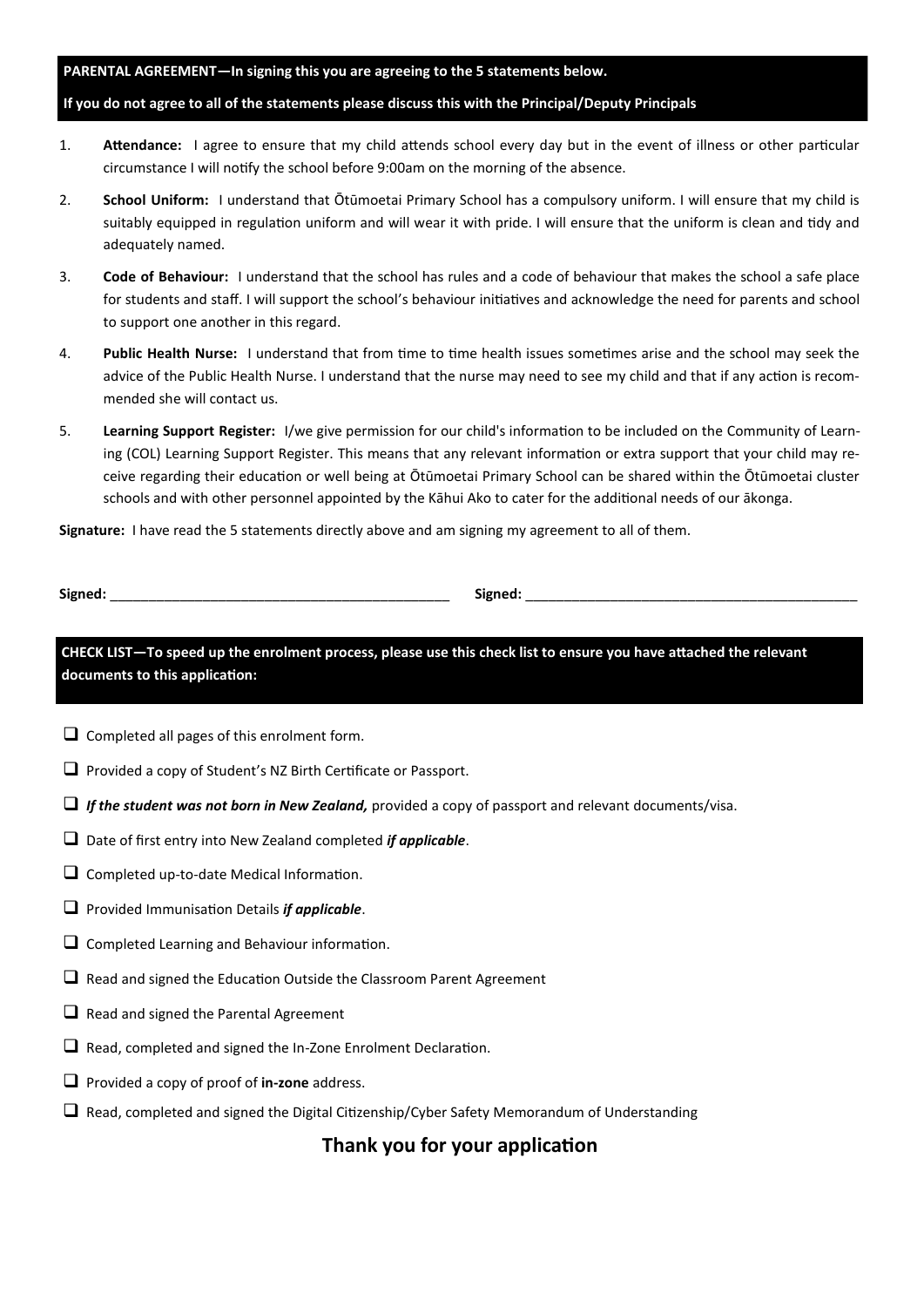**PARENTAL AGREEMENT—In signing this you are agreeing to the 5 statements below.**

**If you do not agree to all of the statements please discuss this with the Principal/Deputy Principals**

1. **Attendance:** I agree to ensure that my child attends school every day but in the event of illness or other particular circumstance I will notify the school before 9:00am on the morning of the absence.
2. **School Uniform:** I understand that Ōtūmoetai Primary School has a compulsory uniform. I will ensure that my child is suitably equipped in regulation uniform and will wear it with pride. I will ensure that the uniform is clean and tidy and adequately named.
3. **Code of Behaviour:** I understand that the school has rules and a code of behaviour that makes the school a safe place for students and staff. I will support the school's behaviour initiatives and acknowledge the need for parents and school to support one another in this regard.
4. **Public Health Nurse:** I understand that from time to time health issues sometimes arise and the school may seek the advice of the Public Health Nurse. I understand that the nurse may need to see my child and that if any action is recommended she will contact us.
5. **Learning Support Register:** I/we give permission for our child's information to be included on the Community of Learning (COL) Learning Support Register. This means that any relevant information or extra support that your child may receive regarding their education or well being at Ōtūmoetai Primary School can be shared within the Ōtūmoetai cluster schools and with other personnel appointed by the Kāhui Ako to cater for the additional needs of our ākonga.

**Signature:** I have read the 5 statements directly above and am signing my agreement to all of them.

**Signed:** ____________________________________________ **Signed:** ____________________________________________

**CHECK LIST—To speed up the enrolment process, please use this check list to ensure you have attached the relevant documents to this application:**

- ❑ Completed all pages of this enrolment form.
- ❑ Provided a copy of Student's NZ Birth Certificate or Passport.
- ❑ ***If the student was not born in New Zealand,*** provided a copy of passport and relevant documents/visa.
- ❑ Date of first entry into New Zealand completed ***if applicable***.
- ❑ Completed up-to-date Medical Information.
- ❑ Provided Immunisation Details ***if applicable***.
- ❑ Completed Learning and Behaviour information.
- ❑ Read and signed the Education Outside the Classroom Parent Agreement
- ❑ Read and signed the Parental Agreement
- ❑ Read, completed and signed the In-Zone Enrolment Declaration.
- ❑ Provided a copy of proof of **in-zone** address.
- ❑ Read, completed and signed the Digital Citizenship/Cyber Safety Memorandum of Understanding

## Thank you for your application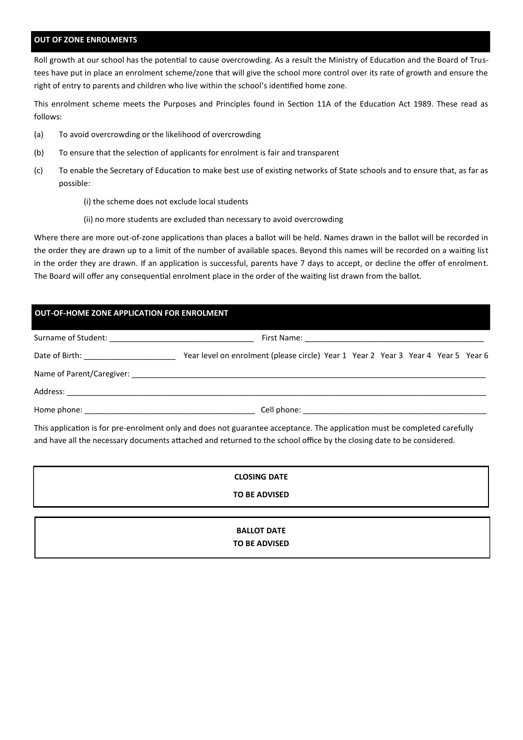## OUT OF ZONE ENROLMENTS

Roll growth at our school has the potential to cause overcrowding. As a result the Ministry of Education and the Board of Trustees have put in place an enrolment scheme/zone that will give the school more control over its rate of growth and ensure the right of entry to parents and children who live within the school's identified home zone.

This enrolment scheme meets the Purposes and Principles found in Section 11A of the Education Act 1989. These read as follows:

(a) To avoid overcrowding or the likelihood of overcrowding

(b) To ensure that the selection of applicants for enrolment is fair and transparent

(c) To enable the Secretary of Education to make best use of existing networks of State schools and to ensure that, as far as possible:

  (i) the scheme does not exclude local students

  (ii) no more students are excluded than necessary to avoid overcrowding

Where there are more out-of-zone applications than places a ballot will be held. Names drawn in the ballot will be recorded in the order they are drawn up to a limit of the number of available spaces. Beyond this names will be recorded on a waiting list in the order they are drawn. If an application is successful, parents have 7 days to accept, or decline the offer of enrolment. The Board will offer any consequential enrolment place in the order of the waiting list drawn from the ballot.

## OUT-OF-HOME ZONE APPLICATION FOR ENROLMENT

Surname of Student: ________________________________ First Name: ________________________________________

Date of Birth: _____________________ Year level on enrolment (please circle) Year 1 Year 2 Year 3 Year 4 Year 5 Year 6

Name of Parent/Caregiver: ________________________________________________________________________________

Address: _______________________________________________________________________________________________

Home phone: _______________________________________ Cell phone: __________________________________________

This application is for pre-enrolment only and does not guarantee acceptance. The application must be completed carefully and have all the necessary documents attached and returned to the school office by the closing date to be considered.

**CLOSING DATE**

**TO BE ADVISED**

**BALLOT DATE**

**TO BE ADVISED**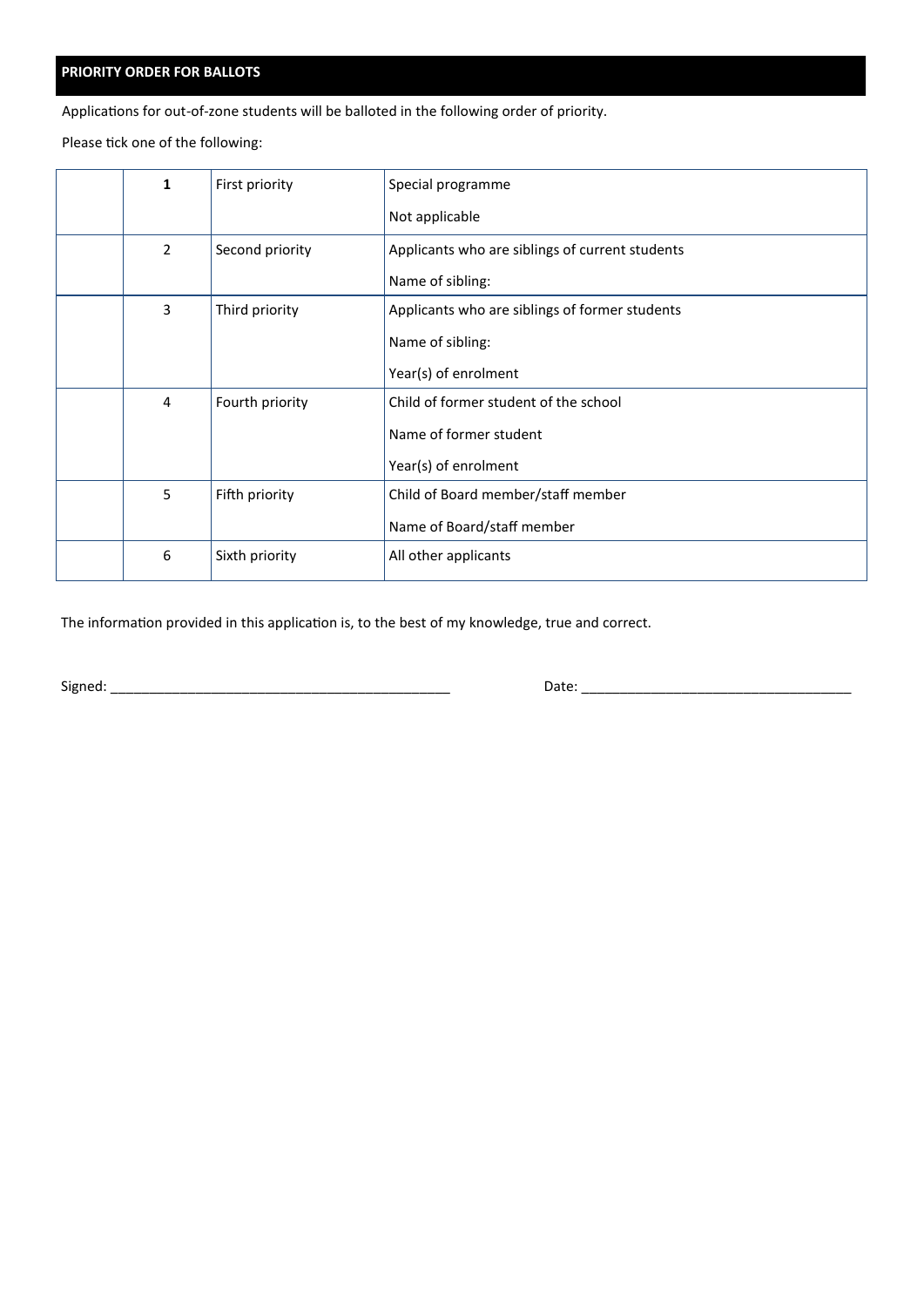## PRIORITY ORDER FOR BALLOTS

Applications for out-of-zone students will be balloted in the following order of priority.

Please tick one of the following:

| | | | |
|---|---|---|---|
| | **1** | First priority | Special programme<br>Not applicable |
| | 2 | Second priority | Applicants who are siblings of current students<br>Name of sibling: |
| | 3 | Third priority | Applicants who are siblings of former students<br>Name of sibling:<br>Year(s) of enrolment |
| | 4 | Fourth priority | Child of former student of the school<br>Name of former student<br>Year(s) of enrolment |
| | 5 | Fifth priority | Child of Board member/staff member<br>Name of Board/staff member |
| | 6 | Sixth priority | All other applicants |

The information provided in this application is, to the best of my knowledge, true and correct.

Signed: _____________________________________________ Date: ___________________________________